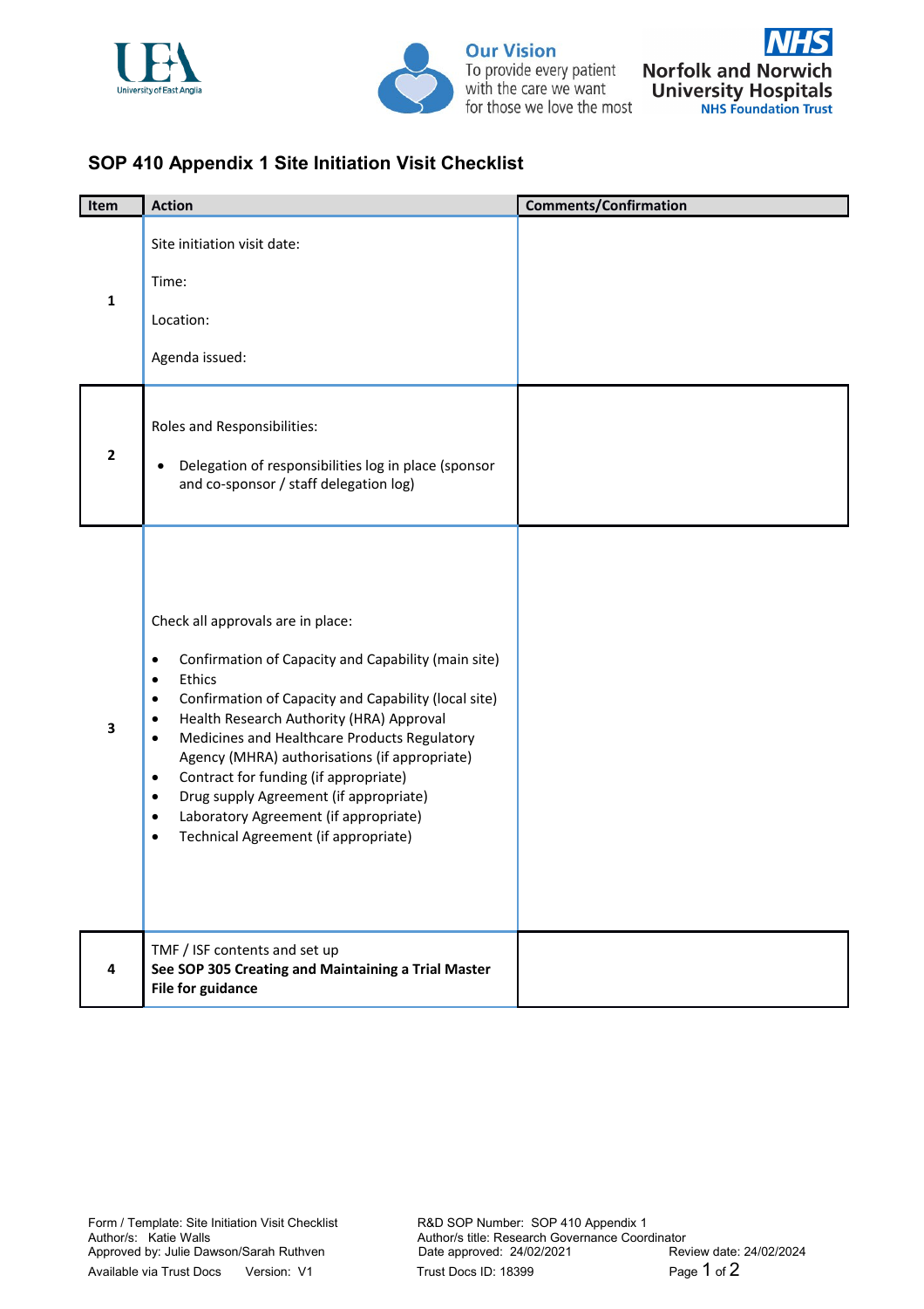# SOP 410 Appendix 1 Site Initiation Visit Checklist

| Item | Action | Comments/Confirmation |
|---|---|---|
| 1 | Site initiation visit date:<br><br>Time:<br><br>Location:<br><br>Agenda issued: | |
| 2 | Roles and Responsibilities:<br><br>• Delegation of responsibilities log in place (sponsor and co-sponsor / staff delegation log) | |
| 3 | Check all approvals are in place:<br><br>• Confirmation of Capacity and Capability (main site)<br>• Ethics<br>• Confirmation of Capacity and Capability (local site)<br>• Health Research Authority (HRA) Approval<br>• Medicines and Healthcare Products Regulatory Agency (MHRA) authorisations (if appropriate)<br>• Contract for funding (if appropriate)<br>• Drug supply Agreement (if appropriate)<br>• Laboratory Agreement (if appropriate)<br>• Technical Agreement (if appropriate) | |
| 4 | TMF / ISF contents and set up<br>**See SOP 305 Creating and Maintaining a Trial Master File for guidance** | |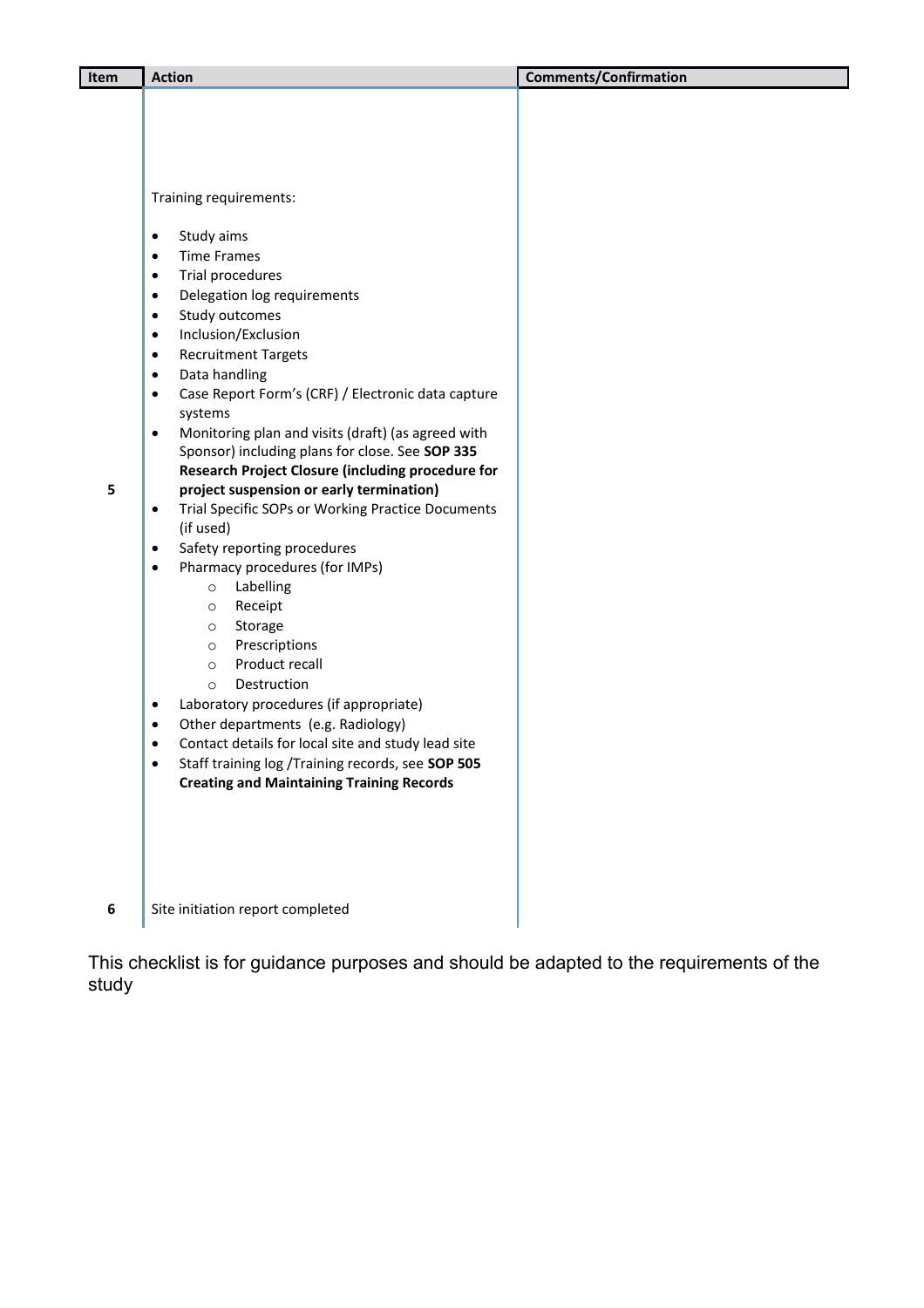| Item | Action | Comments/Confirmation |
|---|---|---|
| 5 | Training requirements:<br><br>• Study aims<br>• Time Frames<br>• Trial procedures<br>• Delegation log requirements<br>• Study outcomes<br>• Inclusion/Exclusion<br>• Recruitment Targets<br>• Data handling<br>• Case Report Form's (CRF) / Electronic data capture systems<br>• Monitoring plan and visits (draft) (as agreed with Sponsor) including plans for close. See **SOP 335 Research Project Closure (including procedure for project suspension or early termination)**<br>• Trial Specific SOPs or Working Practice Documents (if used)<br>• Safety reporting procedures<br>• Pharmacy procedures (for IMPs)<br>&nbsp;&nbsp;&nbsp;&nbsp;○ Labelling<br>&nbsp;&nbsp;&nbsp;&nbsp;○ Receipt<br>&nbsp;&nbsp;&nbsp;&nbsp;○ Storage<br>&nbsp;&nbsp;&nbsp;&nbsp;○ Prescriptions<br>&nbsp;&nbsp;&nbsp;&nbsp;○ Product recall<br>&nbsp;&nbsp;&nbsp;&nbsp;○ Destruction<br>• Laboratory procedures (if appropriate)<br>• Other departments (e.g. Radiology)<br>• Contact details for local site and study lead site<br>• Staff training log /Training records, see **SOP 505 Creating and Maintaining Training Records** | |
| 6 | Site initiation report completed | |

This checklist is for guidance purposes and should be adapted to the requirements of the study